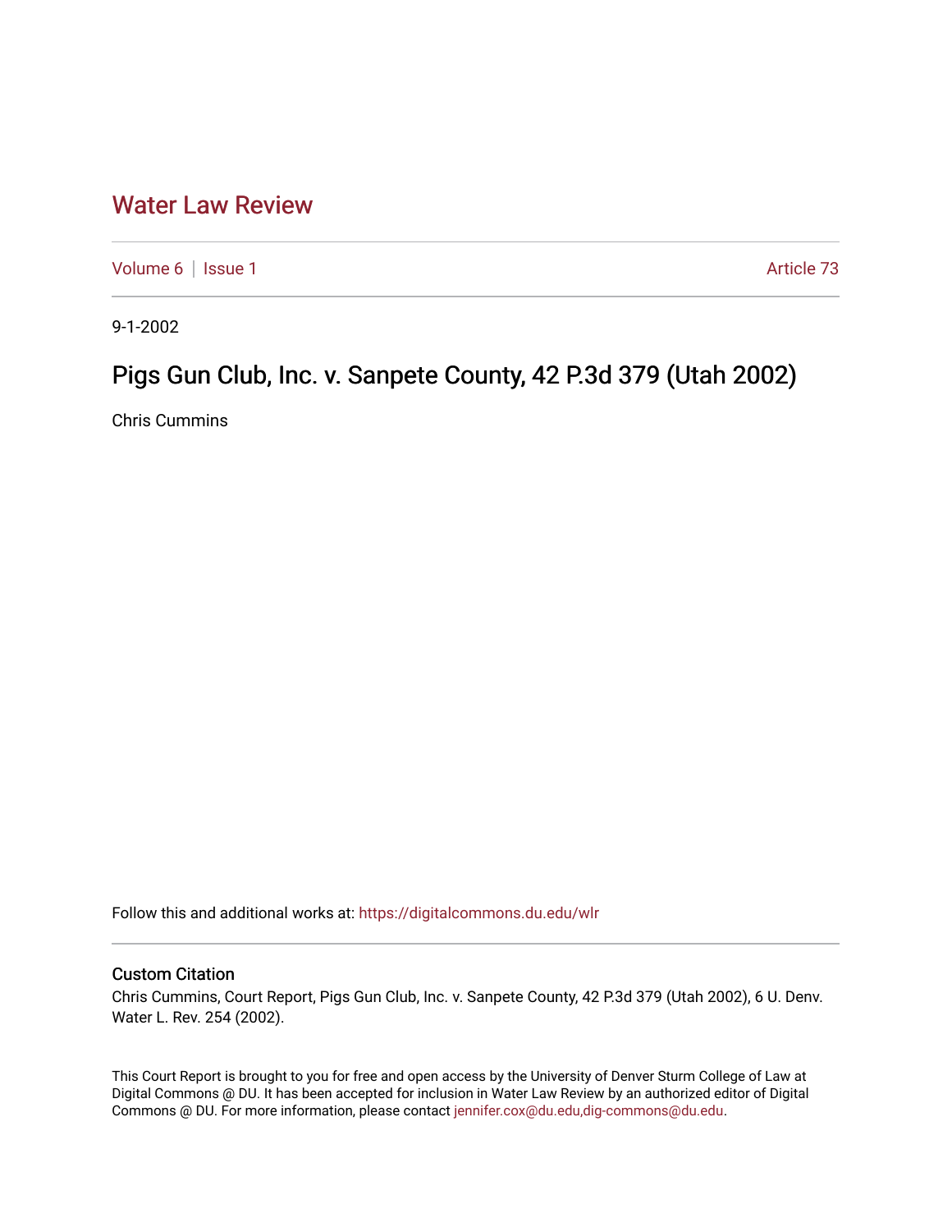# Water Law Review

Volume 6 | Issue 1 Article 73

9-1-2002

## Pigs Gun Club, Inc. v. Sanpete County, 42 P.3d 379 (Utah 2002)

Chris Cummins

Follow this and additional works at: https://digitalcommons.du.edu/wlr

### Custom Citation

Chris Cummins, Court Report, Pigs Gun Club, Inc. v. Sanpete County, 42 P.3d 379 (Utah 2002), 6 U. Denv. Water L. Rev. 254 (2002).

This Court Report is brought to you for free and open access by the University of Denver Sturm College of Law at Digital Commons @ DU. It has been accepted for inclusion in Water Law Review by an authorized editor of Digital Commons @ DU. For more information, please contact jennifer.cox@du.edu,dig-commons@du.edu.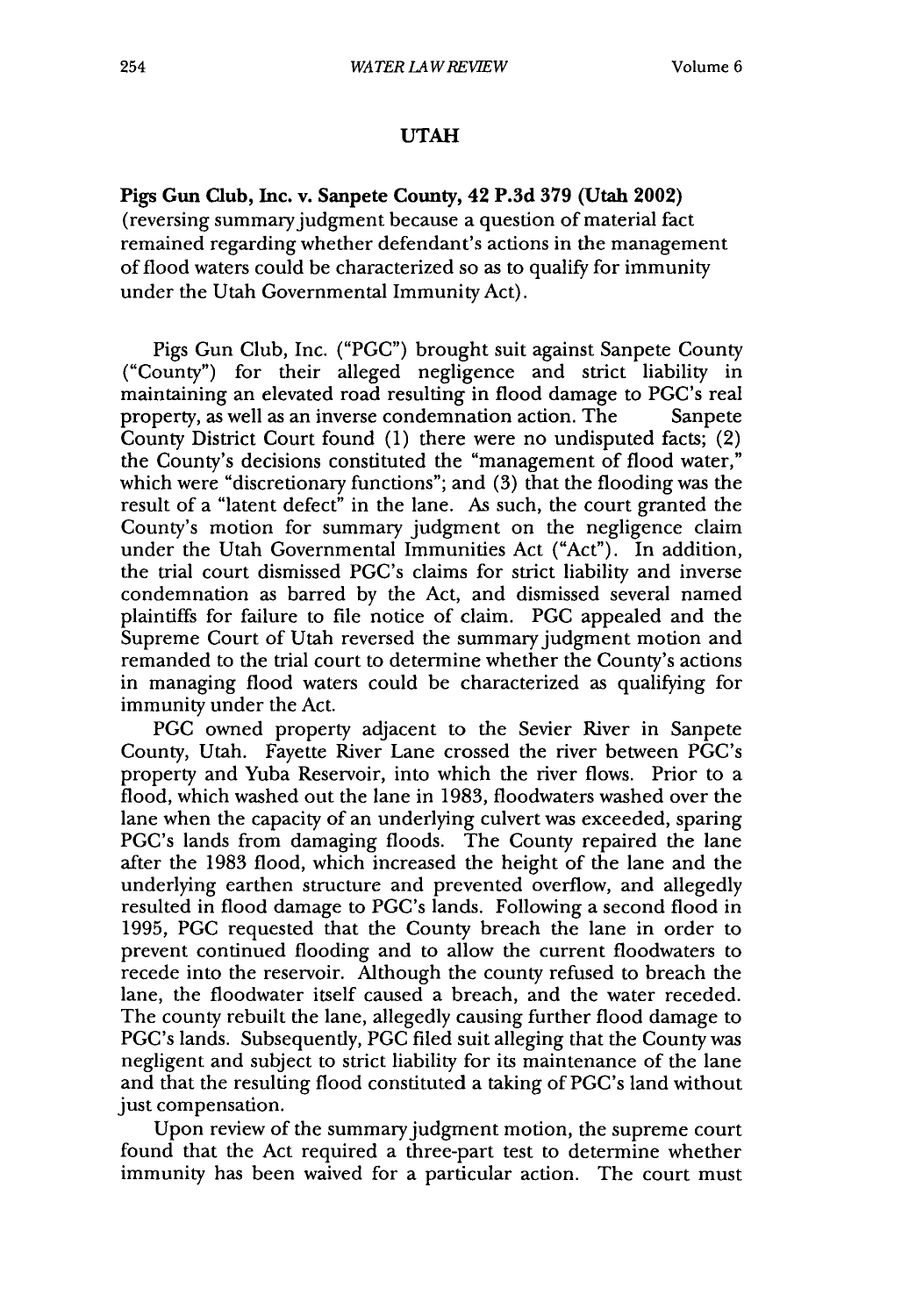## UTAH

**Pigs Gun Club, Inc. v. Sanpete County, 42 P.3d 379 (Utah 2002)** (reversing summary judgment because a question of material fact remained regarding whether defendant's actions in the management of flood waters could be characterized so as to qualify for immunity under the Utah Governmental Immunity Act).

Pigs Gun Club, Inc. ("PGC") brought suit against Sanpete County ("County") for their alleged negligence and strict liability in maintaining an elevated road resulting in flood damage to PGC's real property, as well as an inverse condemnation action. The Sanpete County District Court found (1) there were no undisputed facts; (2) the County's decisions constituted the "management of flood water," which were "discretionary functions"; and (3) that the flooding was the result of a "latent defect" in the lane. As such, the court granted the County's motion for summary judgment on the negligence claim under the Utah Governmental Immunities Act ("Act"). In addition, the trial court dismissed PGC's claims for strict liability and inverse condemnation as barred by the Act, and dismissed several named plaintiffs for failure to file notice of claim. PGC appealed and the Supreme Court of Utah reversed the summary judgment motion and remanded to the trial court to determine whether the County's actions in managing flood waters could be characterized as qualifying for immunity under the Act.

PGC owned property adjacent to the Sevier River in Sanpete County, Utah. Fayette River Lane crossed the river between PGC's property and Yuba Reservoir, into which the river flows. Prior to a flood, which washed out the lane in 1983, floodwaters washed over the lane when the capacity of an underlying culvert was exceeded, sparing PGC's lands from damaging floods. The County repaired the lane after the 1983 flood, which increased the height of the lane and the underlying earthen structure and prevented overflow, and allegedly resulted in flood damage to PGC's lands. Following a second flood in 1995, PGC requested that the County breach the lane in order to prevent continued flooding and to allow the current floodwaters to recede into the reservoir. Although the county refused to breach the lane, the floodwater itself caused a breach, and the water receded. The county rebuilt the lane, allegedly causing further flood damage to PGC's lands. Subsequently, PGC filed suit alleging that the County was negligent and subject to strict liability for its maintenance of the lane and that the resulting flood constituted a taking of PGC's land without just compensation.

Upon review of the summary judgment motion, the supreme court found that the Act required a three-part test to determine whether immunity has been waived for a particular action. The court must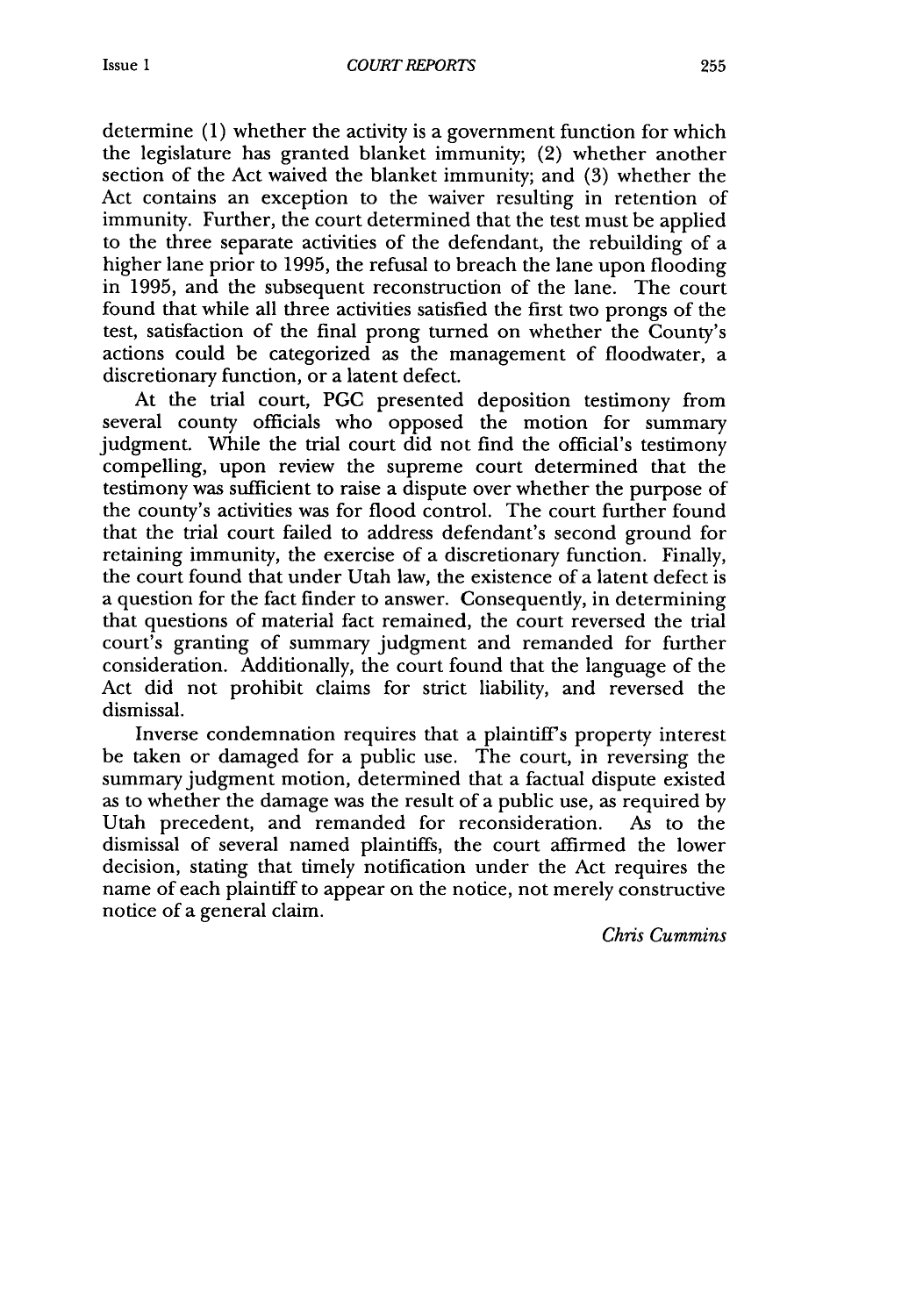determine (1) whether the activity is a government function for which the legislature has granted blanket immunity; (2) whether another section of the Act waived the blanket immunity; and (3) whether the Act contains an exception to the waiver resulting in retention of immunity. Further, the court determined that the test must be applied to the three separate activities of the defendant, the rebuilding of a higher lane prior to 1995, the refusal to breach the lane upon flooding in 1995, and the subsequent reconstruction of the lane. The court found that while all three activities satisfied the first two prongs of the test, satisfaction of the final prong turned on whether the County's actions could be categorized as the management of floodwater, a discretionary function, or a latent defect.

At the trial court, PGC presented deposition testimony from several county officials who opposed the motion for summary judgment. While the trial court did not find the official's testimony compelling, upon review the supreme court determined that the testimony was sufficient to raise a dispute over whether the purpose of the county's activities was for flood control. The court further found that the trial court failed to address defendant's second ground for retaining immunity, the exercise of a discretionary function. Finally, the court found that under Utah law, the existence of a latent defect is a question for the fact finder to answer. Consequently, in determining that questions of material fact remained, the court reversed the trial court's granting of summary judgment and remanded for further consideration. Additionally, the court found that the language of the Act did not prohibit claims for strict liability, and reversed the dismissal.

Inverse condemnation requires that a plaintiff's property interest be taken or damaged for a public use. The court, in reversing the summary judgment motion, determined that a factual dispute existed as to whether the damage was the result of a public use, as required by Utah precedent, and remanded for reconsideration. As to the dismissal of several named plaintiffs, the court affirmed the lower decision, stating that timely notification under the Act requires the name of each plaintiff to appear on the notice, not merely constructive notice of a general claim.

*Chris Cummins*